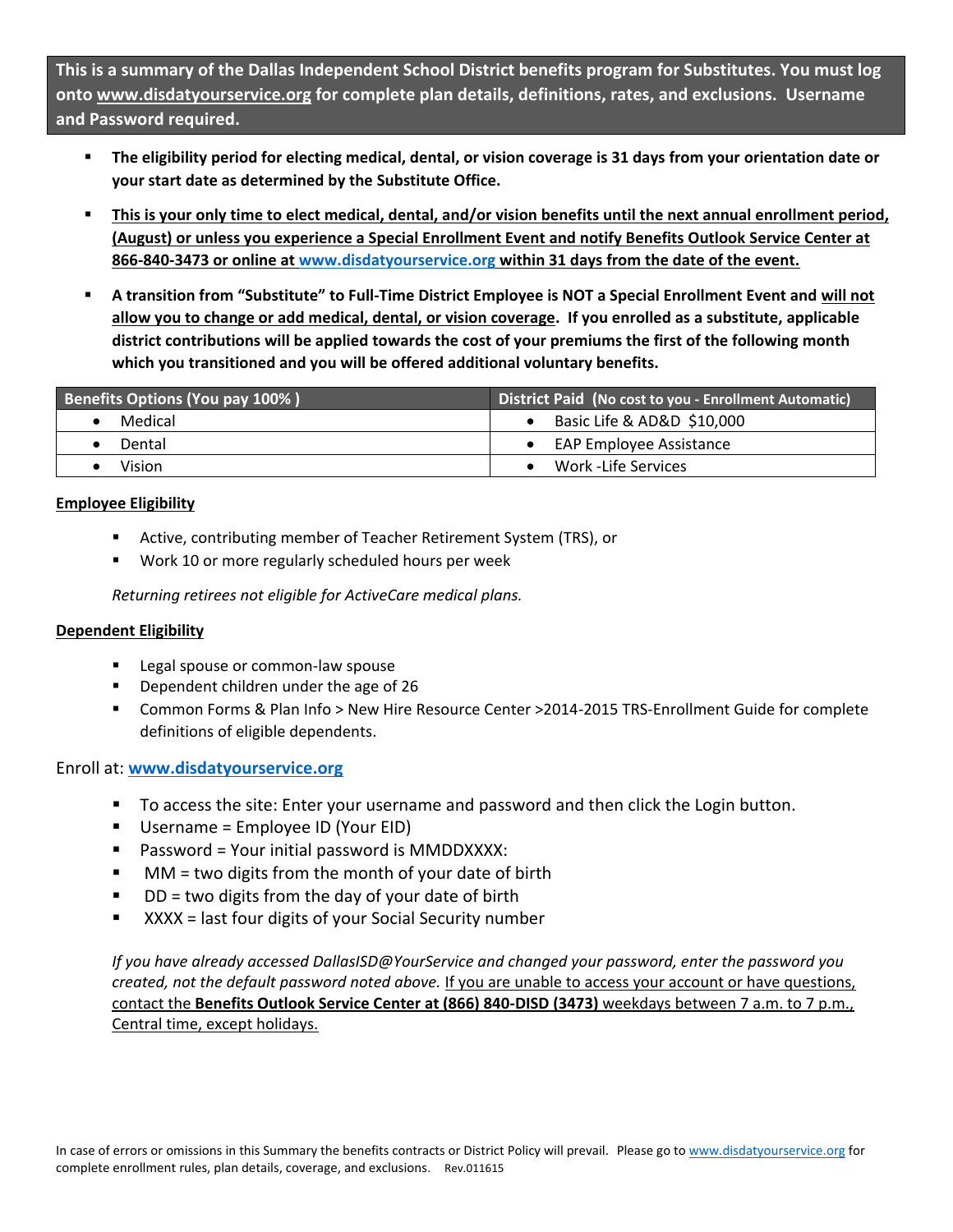**This is a summary of the Dallas Independent School District benefits program for Substitutes. You must log onto www.disdatyourservice.org for complete plan details, definitions, rates, and exclusions. Username and Password required.**

- **The eligibility period for electing medical, dental, or vision coverage is 31 days from your orientation date or your start date as determined by the Substitute Office.**
- **This is your only time to elect medical, dental, and/or vision benefits until the next annual enrollment period, (August) or unless you experience a Special Enrollment Event and notify Benefits Outlook Service Center at 866-840-3473 or online at www.disdatyourservice.org within 31 days from the date of the event.**
- **A transition from "Substitute" to Full-Time District Employee is NOT a Special Enrollment Event and will not allow you to change or add medical, dental, or vision coverage. If you enrolled as a substitute, applicable district contributions will be applied towards the cost of your premiums the first of the following month which you transitioned and you will be offered additional voluntary benefits.**

| Benefits Options (You pay 100% ) | District Paid (No cost to you - Enrollment Automatic) |
|---|---|
| • Medical | • Basic Life & AD&D $10,000 |
| • Dental | • EAP Employee Assistance |
| • Vision | • Work -Life Services |

**Employee Eligibility**

- Active, contributing member of Teacher Retirement System (TRS), or
- Work 10 or more regularly scheduled hours per week

*Returning retirees not eligible for ActiveCare medical plans.*

**Dependent Eligibility**

- Legal spouse or common-law spouse
- Dependent children under the age of 26
- Common Forms & Plan Info > New Hire Resource Center >2014-2015 TRS-Enrollment Guide for complete definitions of eligible dependents.

Enroll at: **www.disdatyourservice.org**

- To access the site: Enter your username and password and then click the Login button.
- Username = Employee ID (Your EID)
- Password = Your initial password is MMDDXXXX:
- MM = two digits from the month of your date of birth
- DD = two digits from the day of your date of birth
- XXXX = last four digits of your Social Security number

*If you have already accessed DallasISD@YourService and changed your password, enter the password you created, not the default password noted above.* If you are unable to access your account or have questions, contact the **Benefits Outlook Service Center at (866) 840-DISD (3473)** weekdays between 7 a.m. to 7 p.m., Central time, except holidays.

In case of errors or omissions in this Summary the benefits contracts or District Policy will prevail. Please go to www.disdatyourservice.org for complete enrollment rules, plan details, coverage, and exclusions. Rev.011615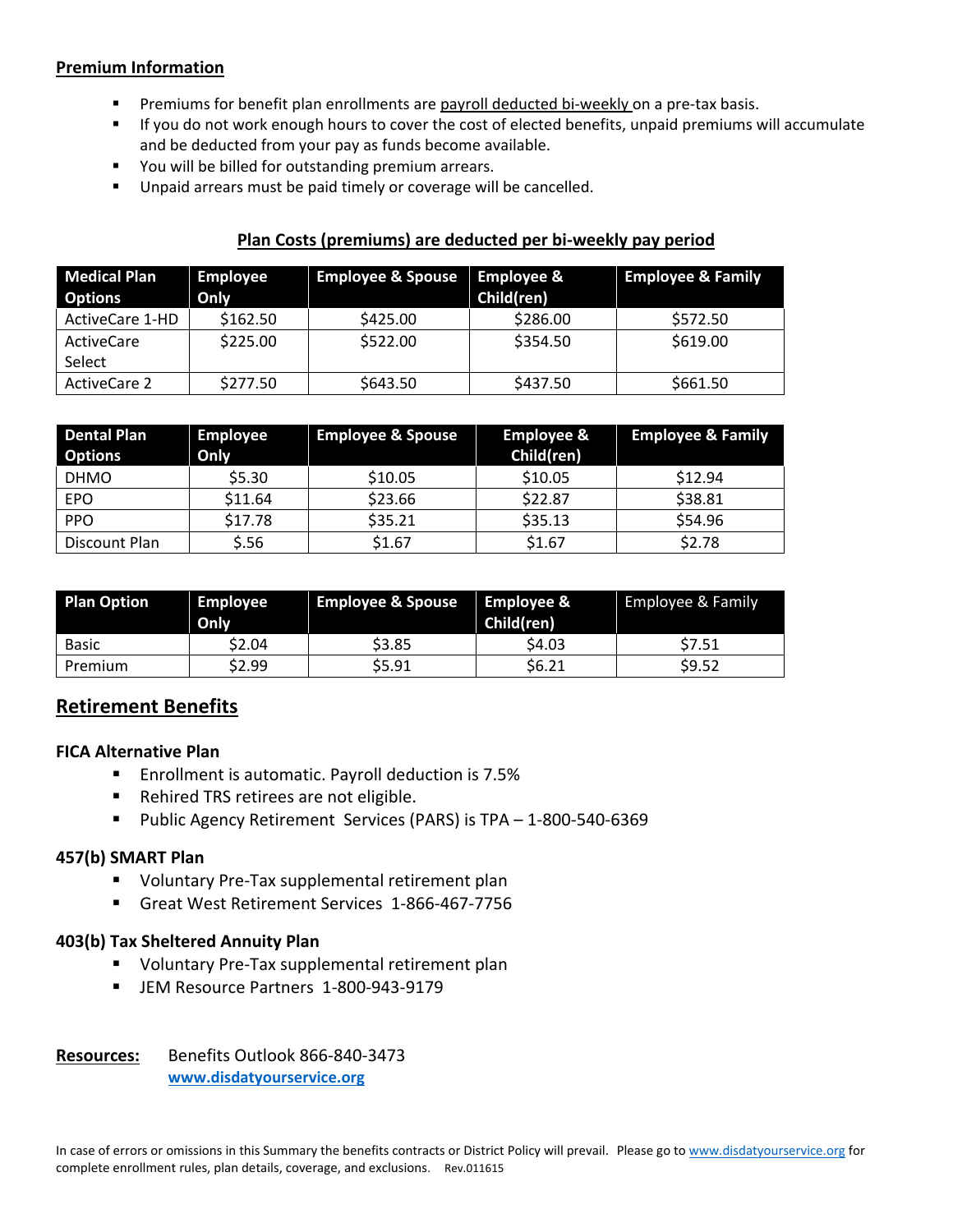## Premium Information

- Premiums for benefit plan enrollments are payroll deducted bi-weekly on a pre-tax basis.
- If you do not work enough hours to cover the cost of elected benefits, unpaid premiums will accumulate and be deducted from your pay as funds become available.
- You will be billed for outstanding premium arrears.
- Unpaid arrears must be paid timely or coverage will be cancelled.

### Plan Costs (premiums) are deducted per bi-weekly pay period

| Medical Plan Options | Employee Only | Employee & Spouse | Employee & Child(ren) | Employee & Family |
|---|---|---|---|---|
| ActiveCare 1-HD | $162.50 | $425.00 | $286.00 | $572.50 |
| ActiveCare Select | $225.00 | $522.00 | $354.50 | $619.00 |
| ActiveCare 2 | $277.50 | $643.50 | $437.50 | $661.50 |

| Dental Plan Options | Employee Only | Employee & Spouse | Employee & Child(ren) | Employee & Family |
|---|---|---|---|---|
| DHMO | $5.30 | $10.05 | $10.05 | $12.94 |
| EPO | $11.64 | $23.66 | $22.87 | $38.81 |
| PPO | $17.78 | $35.21 | $35.13 | $54.96 |
| Discount Plan | $.56 | $1.67 | $1.67 | $2.78 |

| Plan Option | Employee Only | Employee & Spouse | Employee & Child(ren) | Employee & Family |
|---|---|---|---|---|
| Basic | $2.04 | $3.85 | $4.03 | $7.51 |
| Premium | $2.99 | $5.91 | $6.21 | $9.52 |

## Retirement Benefits

**FICA Alternative Plan**

- Enrollment is automatic. Payroll deduction is 7.5%
- Rehired TRS retirees are not eligible.
- Public Agency Retirement Services (PARS) is TPA – 1-800-540-6369

**457(b) SMART Plan**

- Voluntary Pre-Tax supplemental retirement plan
- Great West Retirement Services 1-866-467-7756

**403(b) Tax Sheltered Annuity Plan**

- Voluntary Pre-Tax supplemental retirement plan
- JEM Resource Partners 1-800-943-9179

**Resources:** Benefits Outlook 866-840-3473
**www.disdatyourservice.org**

In case of errors or omissions in this Summary the benefits contracts or District Policy will prevail. Please go to www.disdatyourservice.org for complete enrollment rules, plan details, coverage, and exclusions. Rev.011615